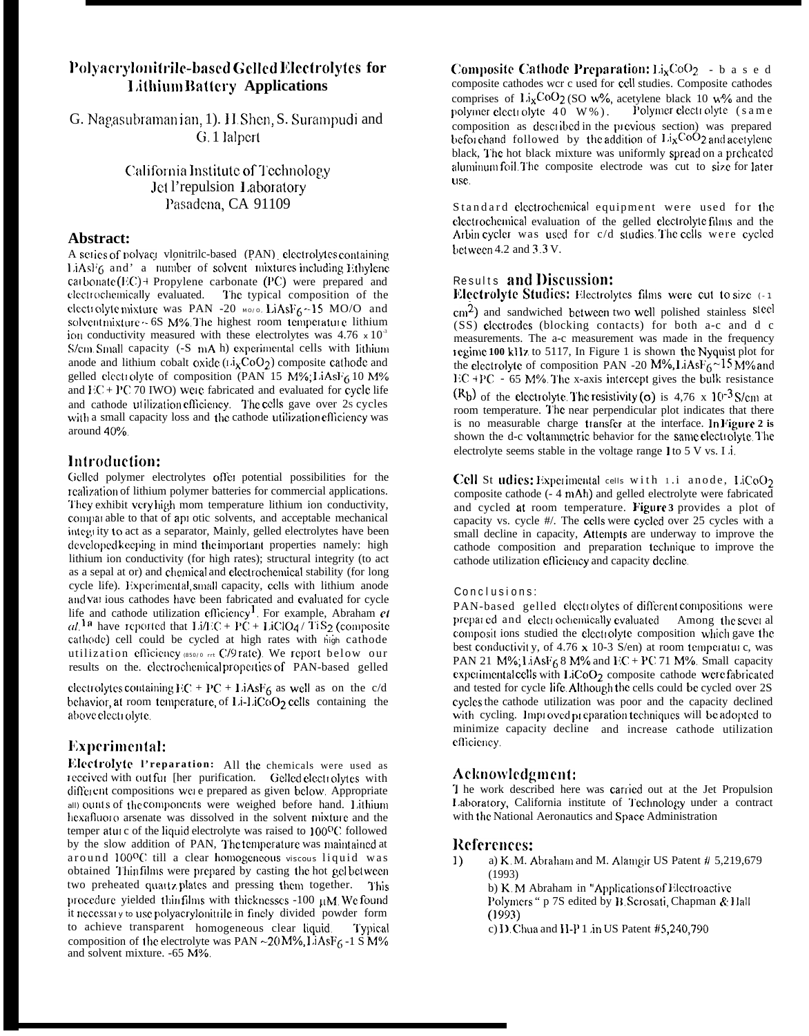# Polyacrylonitrile-based Gelled Electrolytes for Lithium Battery Applications

G. Nagasubramanian, D. H. Shen, S. Surampudi and G. Halpert

California Institute of Technology
Jet Propulsion Laboratory
Pasadena, CA 91109

## Abstract:

A series of polyacrylonitrile-based (PAN) electrolytes containing $LiAsF_6$ and a number of solvent mixtures including Ethylene carbonate (EC) + Propylene carbonate (PC) were prepared and electrochemically evaluated. The typical composition of the electrolyte mixture was PAN -20 M%, $LiAsF_6$ ~15 M% and solvent mixture ~ 65 M%. The highest room temperature lithium ion conductivity measured with these electrolytes was 4.76 x $10^{-3}$ S/cm. Small capacity (~5 mAh) experimental cells with lithium anode and lithium cobalt oxide ($Li_xCoO_2$) composite cathode and gelled electrolyte of composition (PAN 15 M%; $LiAsF_6$ 10 M% and EC + PC 70 M%) were fabricated and evaluated for cycle life and cathode utilization efficiency. The cells gave over 25 cycles with a small capacity loss and the cathode utilization efficiency was around 40%.

## Introduction:

Gelled polymer electrolytes offer potential possibilities for the realization of lithium polymer batteries for commercial applications. They exhibit very high room temperature lithium ion conductivity, comparable to that of aprotic solvents, and acceptable mechanical integrity to act as a separator, Mainly, gelled electrolytes have been developed keeping in mind the important properties namely: high lithium ion conductivity (for high rates); structural integrity (to act as a separator) and chemical and electrochemical stability (for long cycle life). Experimental, small capacity, cells with lithium anode and various cathodes have been fabricated and evaluated for cycle life and cathode utilization efficiency[1]. For example, Abraham *et al.*[1a] have reported that Li/EC + PC + $LiClO_4$ / $TiS_2$ (composite cathode) cell could be cycled at high rates with high cathode utilization efficiency (85% at C/9 rate). We report below our results on the electrochemical properties of PAN-based gelled electrolytes containing EC + PC + $LiAsF_6$ as well as on the c/d behavior, at room temperature, of Li-$LiCoO_2$ cells containing the above electrolyte.

## Experimental:

**Electrolyte Preparation:** All the chemicals were used as received without further purification. Gelled electrolytes with different compositions were prepared as given below. Appropriate amounts of the components were weighed before hand. Lithium hexafluoroarsenate was dissolved in the solvent mixture and the temperature of the liquid electrolyte was raised to 100°C followed by the slow addition of PAN, The temperature was maintained at around 100°C till a clear homogeneous viscous liquid was obtained Thin films were prepared by casting the hot gel between two preheated quartz plates and pressing them together. This procedure yielded thin films with thicknesses ~100 μM. We found it necessary to use polyacrylonitrile in finely divided powder form to achieve transparent homogeneous clear liquid. Typical composition of the electrolyte was PAN ~20 M%, $LiAsF_6$ ~15 M% and solvent mixture. ~65 M%.

**Composite Cathode Preparation:** $Li_xCoO_2$ - based composite cathodes were used for cell studies. Composite cathodes comprises of $Li_xCoO_2$ (50 w% , acetylene black 10 w% and the polymer electrolyte 40 W%). Polymer electrolyte (same composition as described in the previous section) was prepared beforehand followed by the addition of $Li_xCoO_2$ and acetylene black, The hot black mixture was uniformly spread on a preheated aluminum foil. The composite electrode was cut to size for later use.

Standard electrochemical equipment were used for the electrochemical evaluation of the gelled electrolyte films and the Arbin cycler was used for c/d studies. The cells were cycled between 4.2 and 3.3 V.

## Results and Discussion:

**Electrolyte Studies:** Electrolytes films were cut to size (~1 $cm^2$) and sandwiched between two well polished stainless steel (SS) electrodes (blocking contacts) for both a-c and d c measurements. The a-c measurement was made in the frequency regime 100 kHz to 5 Hz. In Figure 1 is shown the Nyquist plot for the electrolyte of composition PAN -20 M%, $LiAsF_6$ ~15 M% and EC + PC - 65 M%. The x-axis intercept gives the bulk resistance ($R_b$) of the electrolyte. The resistivity (σ) is 4,76 x $10^{-3}$ S/cm at room temperature. The near perpendicular plot indicates that there is no measurable charge transfer at the interface. In Figure 2 is shown the d-c voltammetric behavior for the same electrolyte. The electrolyte seems stable in the voltage range 1 to 5 V vs. Li.

**Cell Studies:** Experimental cells with Li anode, $LiCoO_2$ composite cathode (~ 4 mAh) and gelled electrolyte were fabricated and cycled at room temperature. Figure 3 provides a plot of capacity vs. cycle #/. The cells were cycled over 25 cycles with a small decline in capacity, Attempts are underway to improve the cathode composition and preparation technique to improve the cathode utilization efficiency and capacity decline.

## Conclusions:

PAN-based gelled electrolytes of different compositions were prepared and electrochemically evaluated. Among the several compositions studied the electrolyte composition which gave the best conductivity, of 4.76 x 10-3 S/cm) at room temperature, was PAN 21 M%; $LiAsF_6$ 8 M% and EC + PC 71 M%. Small capacity experimental cells with $LiCoO_2$ composite cathode were fabricated and tested for cycle life. Although the cells could be cycled over 25 cycles the cathode utilization was poor and the capacity declined with cycling. Improved preparation techniques will be adopted to minimize capacity decline and increase cathode utilization efficiency.

## Acknowledgment:

The work described here was carried out at the Jet Propulsion Laboratory, California institute of Technology under a contract with the National Aeronautics and Space Administration

## References:

1) a) K. M. Abraham and M. Alamgir US Patent # 5,219,679 (1993)
   b) K. M Abraham in "Applications of Electroactive Polymers " p 75 edited by B. Scrosati, Chapman & Hall (1993)
   c) D. Chua and H-P Lin US Patent #5,240,790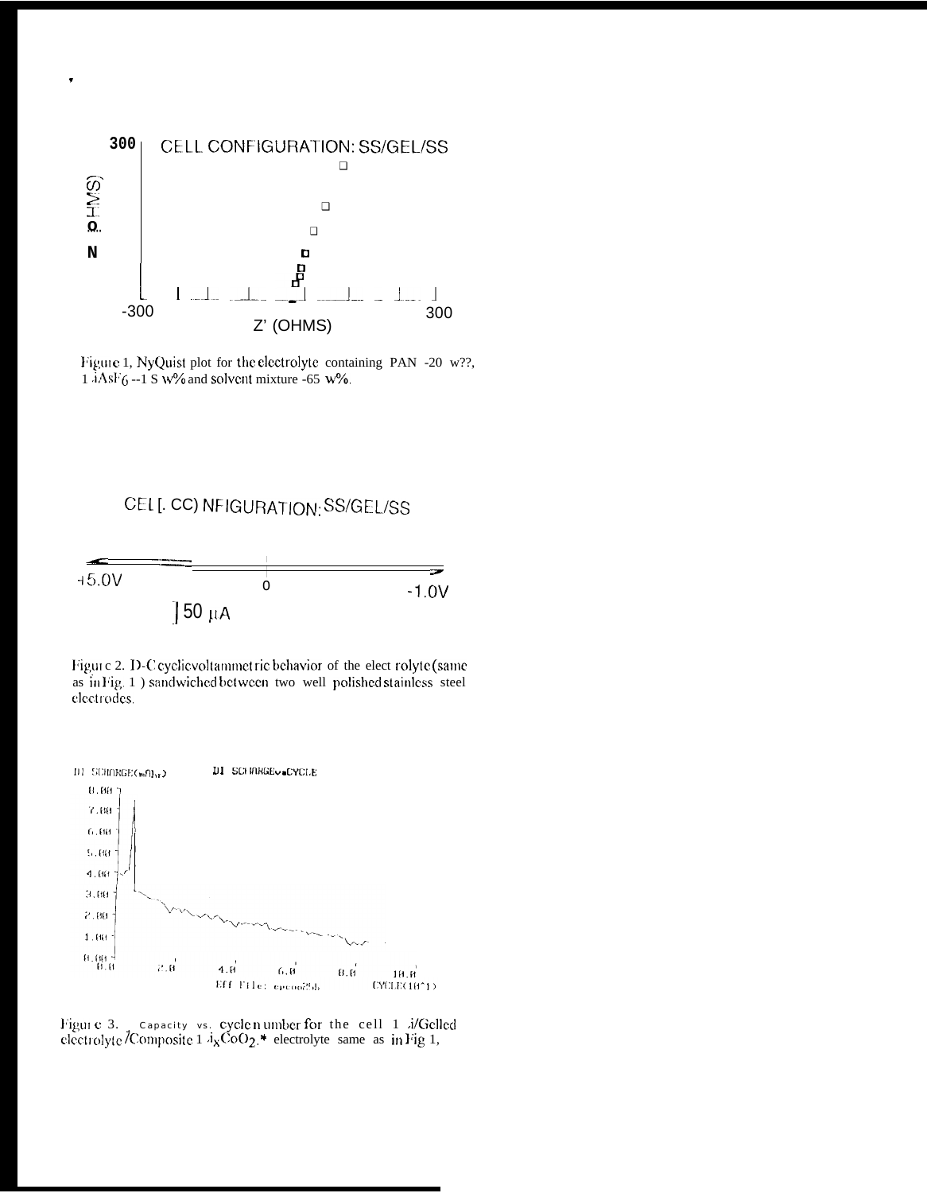300

CELL CONFIGURATION: SS/GEL/SS

Z'' (OHMS)

-300

300

Z' (OHMS)

Figure 1, NyQuist plot for the electrolyte containing PAN -20 w??, $LiAsF_6$ --15 w% and solvent mixture -65 w%.

CELL CONFIGURATION: SS/GEL/SS

+5.0V

0

-1.0V

50 μA

Figure 2. D-C cyclicvoltammetric behavior of the electrolyte (same as in Fig. 1) sandwiched between two well polished stainless steel electrodes.

DISCHARGE(mAh)

DISCHARGE vs CYCLE

8.00

7.00

6.00

5.00

4.00

3.00

2.00

1.00

0.00

0.0

2.0

4.0

6.0

8.0

10.0

Eff File:

CYCLE(10^1)

Figure 3. Capacity vs. cycle number for the cell Li/Gelled electrolyte/Composite $Li_xCoO_2$.* electrolyte same as in Fig 1,